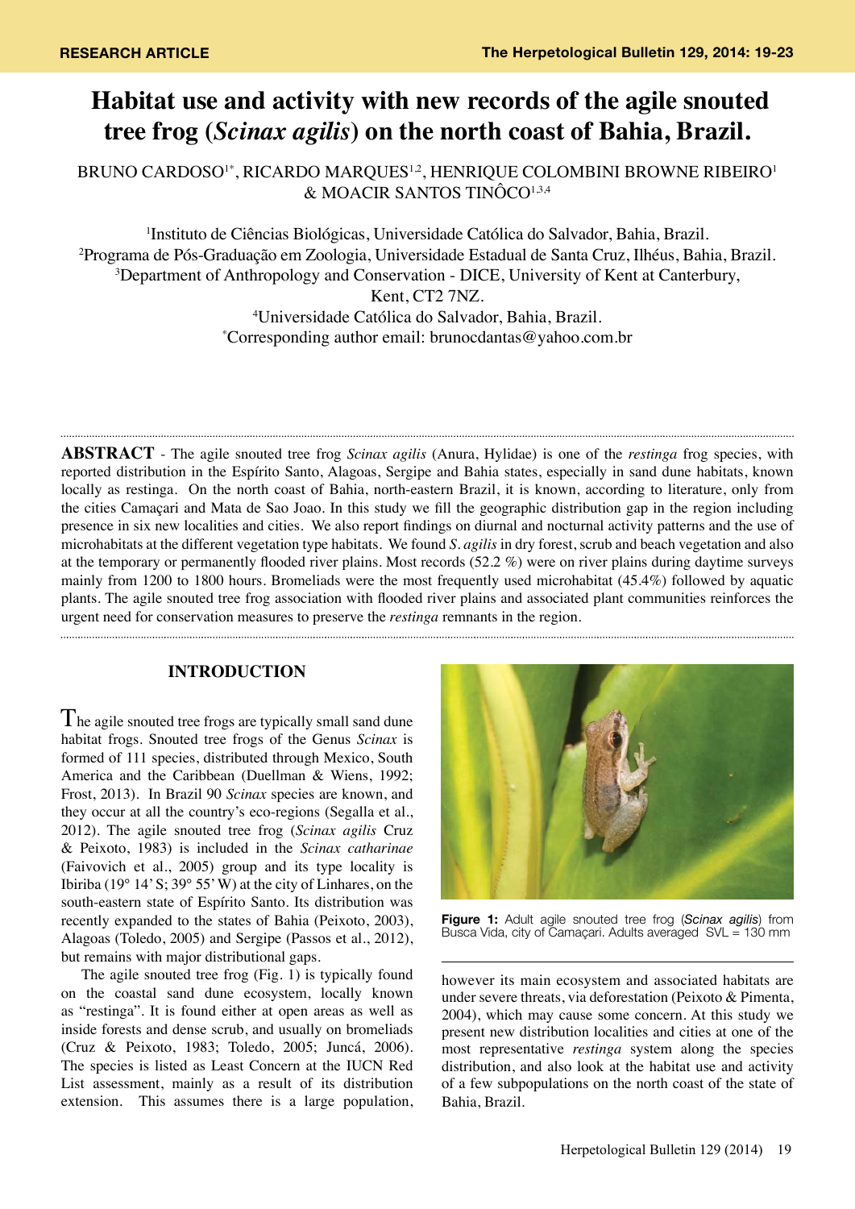RESEARCH ARTICLE

# Habitat use and activity with new records of the agile snouted tree frog (*Scinax agilis*) on the north coast of Bahia, Brazil.

BRUNO CARDOSO[1*], RICARDO MARQUES[1,2], HENRIQUE COLOMBINI BROWNE RIBEIRO[1] & MOACIR SANTOS TINÔCO[1,3,4]

[1]Instituto de Ciências Biológicas, Universidade Católica do Salvador, Bahia, Brazil.
[2]Programa de Pós-Graduação em Zoologia, Universidade Estadual de Santa Cruz, Ilhéus, Bahia, Brazil.
[3]Department of Anthropology and Conservation - DICE, University of Kent at Canterbury, Kent, CT2 7NZ.
[4]Universidade Católica do Salvador, Bahia, Brazil.
[*]Corresponding author email: brunocdantas@yahoo.com.br

**ABSTRACT** - The agile snouted tree frog *Scinax agilis* (Anura, Hylidae) is one of the *restinga* frog species, with reported distribution in the Espírito Santo, Alagoas, Sergipe and Bahia states, especially in sand dune habitats, known locally as restinga. On the north coast of Bahia, north-eastern Brazil, it is known, according to literature, only from the cities Camaçari and Mata de Sao Joao. In this study we fill the geographic distribution gap in the region including presence in six new localities and cities. We also report findings on diurnal and nocturnal activity patterns and the use of microhabitats at the different vegetation type habitats. We found *S. agilis* in dry forest, scrub and beach vegetation and also at the temporary or permanently flooded river plains. Most records (52.2 %) were on river plains during daytime surveys mainly from 1200 to 1800 hours. Bromeliads were the most frequently used microhabitat (45.4%) followed by aquatic plants. The agile snouted tree frog association with flooded river plains and associated plant communities reinforces the urgent need for conservation measures to preserve the *restinga* remnants in the region.

## INTRODUCTION

The agile snouted tree frogs are typically small sand dune habitat frogs. Snouted tree frogs of the Genus *Scinax* is formed of 111 species, distributed through Mexico, South America and the Caribbean (Duellman & Wiens, 1992; Frost, 2013). In Brazil 90 *Scinax* species are known, and they occur at all the country's eco-regions (Segalla et al., 2012). The agile snouted tree frog (*Scinax agilis* Cruz & Peixoto, 1983) is included in the *Scinax catharinae* (Faivovich et al., 2005) group and its type locality is Ibiriba (19° 14' S; 39° 55' W) at the city of Linhares, on the south-eastern state of Espírito Santo. Its distribution was recently expanded to the states of Bahia (Peixoto, 2003), Alagoas (Toledo, 2005) and Sergipe (Passos et al., 2012), but remains with major distributional gaps.

The agile snouted tree frog (Fig. 1) is typically found on the coastal sand dune ecosystem, locally known as "restinga". It is found either at open areas as well as inside forests and dense scrub, and usually on bromeliads (Cruz & Peixoto, 1983; Toledo, 2005; Juncá, 2006). The species is listed as Least Concern at the IUCN Red List assessment, mainly as a result of its distribution extension. This assumes there is a large population, however its main ecosystem and associated habitats are under severe threats, via deforestation (Peixoto & Pimenta, 2004), which may cause some concern. At this study we present new distribution localities and cities at one of the most representative *restinga* system along the species distribution, and also look at the habitat use and activity of a few subpopulations on the north coast of the state of Bahia, Brazil.

**Figure 1:** Adult agile snouted tree frog (*Scinax agilis*) from Busca Vida, city of Camaçari. Adults averaged SVL = 130 mm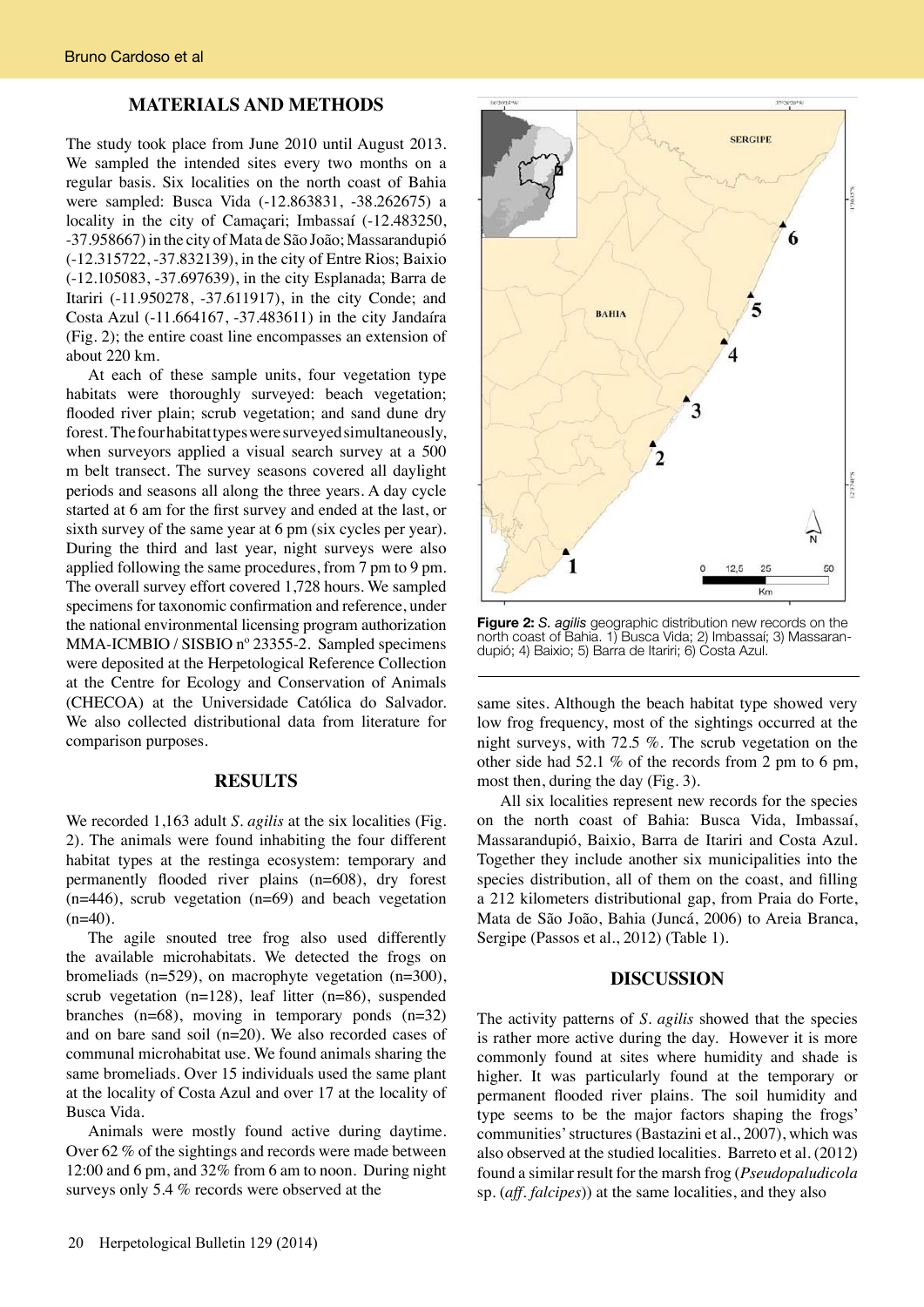## MATERIALS AND METHODS

The study took place from June 2010 until August 2013. We sampled the intended sites every two months on a regular basis. Six localities on the north coast of Bahia were sampled: Busca Vida (-12.863831, -38.262675) a locality in the city of Camaçari; Imbassaí (-12.483250, -37.958667) in the city of Mata de São João; Massarandupió (-12.315722, -37.832139), in the city of Entre Rios; Baixio (-12.105083, -37.697639), in the city Esplanada; Barra de Itariri (-11.950278, -37.611917), in the city Conde; and Costa Azul (-11.664167, -37.483611) in the city Jandaíra (Fig. 2); the entire coast line encompasses an extension of about 220 km.

At each of these sample units, four vegetation type habitats were thoroughly surveyed: beach vegetation; flooded river plain; scrub vegetation; and sand dune dry forest. The four habitat types were surveyed simultaneously, when surveyors applied a visual search survey at a 500 m belt transect. The survey seasons covered all daylight periods and seasons all along the three years. A day cycle started at 6 am for the first survey and ended at the last, or sixth survey of the same year at 6 pm (six cycles per year). During the third and last year, night surveys were also applied following the same procedures, from 7 pm to 9 pm. The overall survey effort covered 1,728 hours. We sampled specimens for taxonomic confirmation and reference, under the national environmental licensing program authorization MMA-ICMBIO / SISBIO nº 23355-2. Sampled specimens were deposited at the Herpetological Reference Collection at the Centre for Ecology and Conservation of Animals (CHECOA) at the Universidade Católica do Salvador. We also collected distributional data from literature for comparison purposes.

## RESULTS

We recorded 1,163 adult *S. agilis* at the six localities (Fig. 2). The animals were found inhabiting the four different habitat types at the restinga ecosystem: temporary and permanently flooded river plains (n=608), dry forest (n=446), scrub vegetation (n=69) and beach vegetation (n=40).

The agile snouted tree frog also used differently the available microhabitats. We detected the frogs on bromeliads (n=529), on macrophyte vegetation (n=300), scrub vegetation (n=128), leaf litter (n=86), suspended branches (n=68), moving in temporary ponds (n=32) and on bare sand soil (n=20). We also recorded cases of communal microhabitat use. We found animals sharing the same bromeliads. Over 15 individuals used the same plant at the locality of Costa Azul and over 17 at the locality of Busca Vida.

Animals were mostly found active during daytime. Over 62 % of the sightings and records were made between 12:00 and 6 pm, and 32% from 6 am to noon. During night surveys only 5.4 % records were observed at the same sites. Although the beach habitat type showed very low frog frequency, most of the sightings occurred at the night surveys, with 72.5 %. The scrub vegetation on the other side had 52.1 % of the records from 2 pm to 6 pm, most then, during the day (Fig. 3).

**Figure 2:** *S. agilis* geographic distribution new records on the north coast of Bahia. 1) Busca Vida; 2) Imbassaí; 3) Massarandupió; 4) Baixio; 5) Barra de Itariri; 6) Costa Azul.

All six localities represent new records for the species on the north coast of Bahia: Busca Vida, Imbassaí, Massarandupió, Baixio, Barra de Itariri and Costa Azul. Together they include another six municipalities into the species distribution, all of them on the coast, and filling a 212 kilometers distributional gap, from Praia do Forte, Mata de São João, Bahia (Juncá, 2006) to Areia Branca, Sergipe (Passos et al., 2012) (Table 1).

## DISCUSSION

The activity patterns of *S. agilis* showed that the species is rather more active during the day. However it is more commonly found at sites where humidity and shade is higher. It was particularly found at the temporary or permanent flooded river plains. The soil humidity and type seems to be the major factors shaping the frogs' communities' structures (Bastazini et al., 2007), which was also observed at the studied localities. Barreto et al. (2012) found a similar result for the marsh frog (*Pseudopaludicola* sp. (*aff. falcipes*)) at the same localities, and they also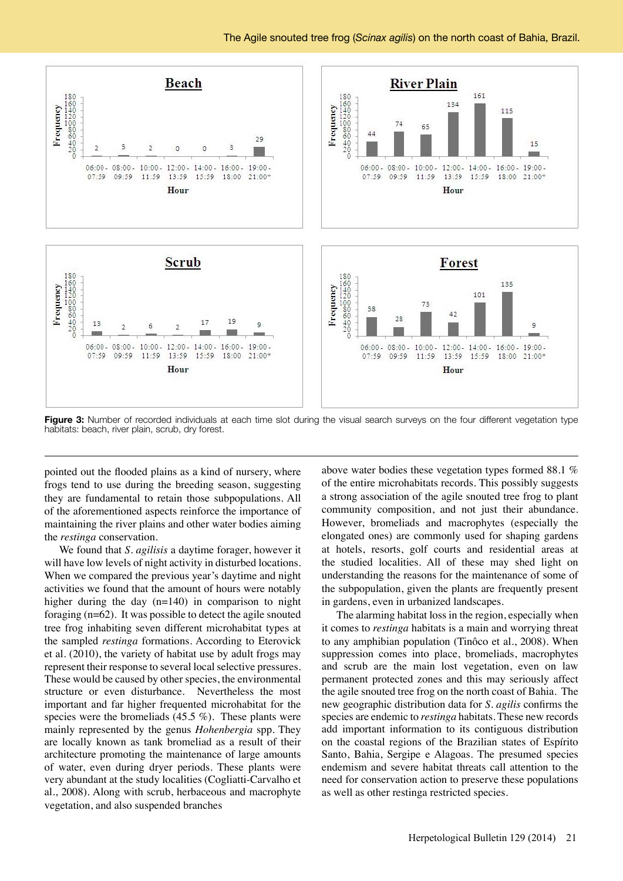**Figure 3:** Number of recorded individuals at each time slot during the visual search surveys on the four different vegetation type habitats: beach, river plain, scrub, dry forest.

pointed out the flooded plains as a kind of nursery, where frogs tend to use during the breeding season, suggesting they are fundamental to retain those subpopulations. All of the aforementioned aspects reinforce the importance of maintaining the river plains and other water bodies aiming the *restinga* conservation.

We found that *S. agilisis* a daytime forager, however it will have low levels of night activity in disturbed locations. When we compared the previous year's daytime and night activities we found that the amount of hours were notably higher during the day (n=140) in comparison to night foraging (n=62). It was possible to detect the agile snouted tree frog inhabiting seven different microhabitat types at the sampled *restinga* formations. According to Eterovick et al. (2010), the variety of habitat use by adult frogs may represent their response to several local selective pressures. These would be caused by other species, the environmental structure or even disturbance. Nevertheless the most important and far higher frequented microhabitat for the species were the bromeliads (45.5 %). These plants were mainly represented by the genus *Hohenbergia* spp. They are locally known as tank bromeliad as a result of their architecture promoting the maintenance of large amounts of water, even during dryer periods. These plants were very abundant at the study localities (Cogliatti-Carvalho et al., 2008). Along with scrub, herbaceous and macrophyte vegetation, and also suspended branches above water bodies these vegetation types formed 88.1 % of the entire microhabitats records. This possibly suggests a strong association of the agile snouted tree frog to plant community composition, and not just their abundance. However, bromeliads and macrophytes (especially the elongated ones) are commonly used for shaping gardens at hotels, resorts, golf courts and residential areas at the studied localities. All of these may shed light on understanding the reasons for the maintenance of some of the subpopulation, given the plants are frequently present in gardens, even in urbanized landscapes.

The alarming habitat loss in the region, especially when it comes to *restinga* habitats is a main and worrying threat to any amphibian population (Tinôco et al., 2008). When suppression comes into place, bromeliads, macrophytes and scrub are the main lost vegetation, even on law permanent protected zones and this may seriously affect the agile snouted tree frog on the north coast of Bahia. The new geographic distribution data for *S. agilis* confirms the species are endemic to *restinga* habitats. These new records add important information to its contiguous distribution on the coastal regions of the Brazilian states of Espírito Santo, Bahia, Sergipe e Alagoas. The presumed species endemism and severe habitat threats call attention to the need for conservation action to preserve these populations as well as other restinga restricted species.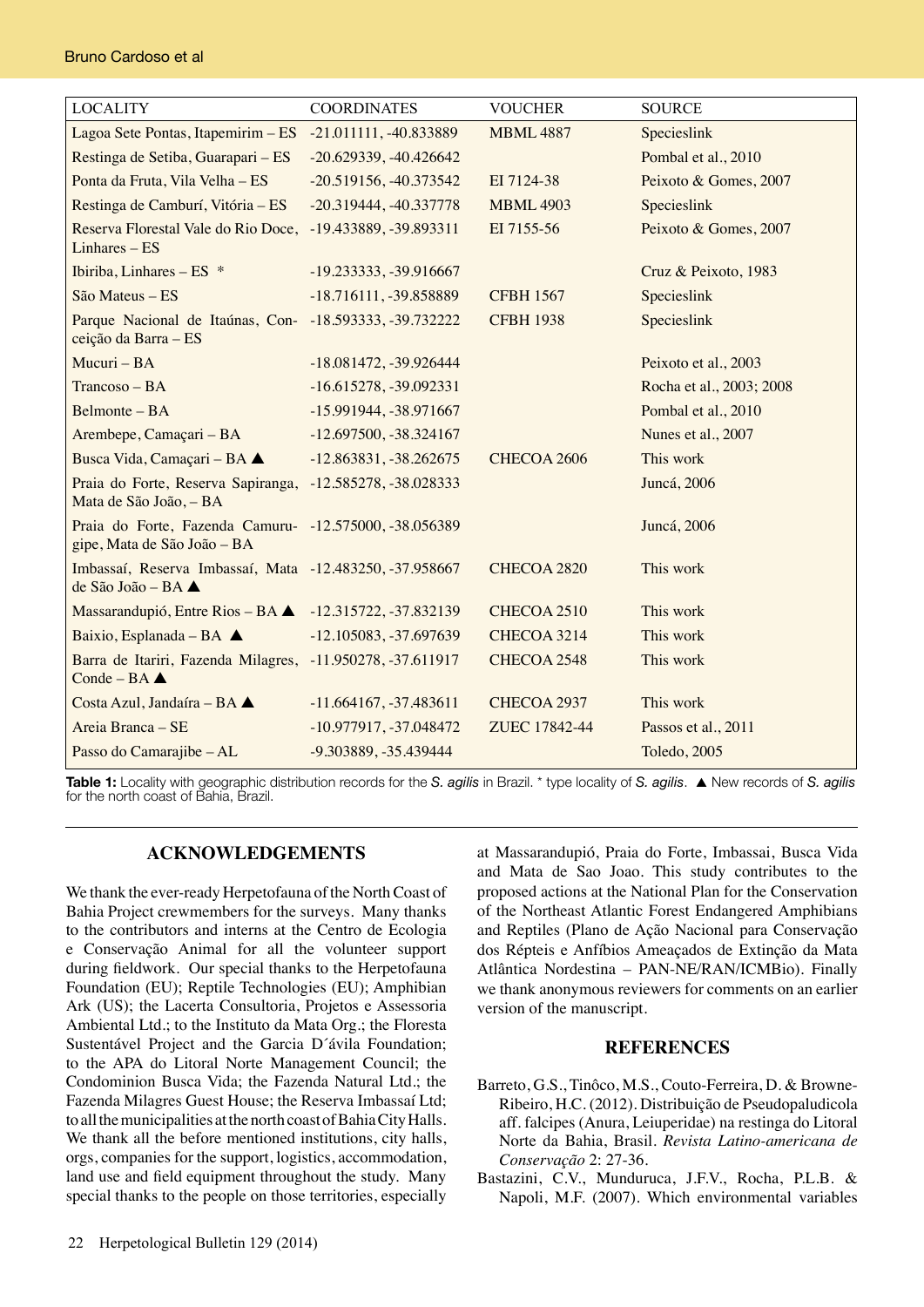| LOCALITY | COORDINATES | VOUCHER | SOURCE |
|---|---|---|---|
| Lagoa Sete Pontas, Itapemirim – ES | -21.011111, -40.833889 | MBML 4887 | Specieslink |
| Restinga de Setiba, Guarapari – ES | -20.629339, -40.426642 | | Pombal et al., 2010 |
| Ponta da Fruta, Vila Velha – ES | -20.519156, -40.373542 | EI 7124-38 | Peixoto & Gomes, 2007 |
| Restinga de Camburí, Vitória – ES | -20.319444, -40.337778 | MBML 4903 | Specieslink |
| Reserva Florestal Vale do Rio Doce, Linhares – ES | -19.433889, -39.893311 | EI 7155-56 | Peixoto & Gomes, 2007 |
| Ibiriba, Linhares – ES * | -19.233333, -39.916667 | | Cruz & Peixoto, 1983 |
| São Mateus – ES | -18.716111, -39.858889 | CFBH 1567 | Specieslink |
| Parque Nacional de Itaúnas, Conceição da Barra – ES | -18.593333, -39.732222 | CFBH 1938 | Specieslink |
| Mucuri – BA | -18.081472, -39.926444 | | Peixoto et al., 2003 |
| Trancoso – BA | -16.615278, -39.092331 | | Rocha et al., 2003; 2008 |
| Belmonte – BA | -15.991944, -38.971667 | | Pombal et al., 2010 |
| Arembepe, Camaçari – BA | -12.697500, -38.324167 | | Nunes et al., 2007 |
| Busca Vida, Camaçari – BA ▲ | -12.863831, -38.262675 | CHECOA 2606 | This work |
| Praia do Forte, Reserva Sapiranga, Mata de São João, – BA | -12.585278, -38.028333 | | Juncá, 2006 |
| Praia do Forte, Fazenda Camurugipe, Mata de São João – BA | -12.575000, -38.056389 | | Juncá, 2006 |
| Imbassaí, Reserva Imbassaí, Mata de São João – BA ▲ | -12.483250, -37.958667 | CHECOA 2820 | This work |
| Massarandupió, Entre Rios – BA ▲ | -12.315722, -37.832139 | CHECOA 2510 | This work |
| Baixio, Esplanada – BA ▲ | -12.105083, -37.697639 | CHECOA 3214 | This work |
| Barra de Itariri, Fazenda Milagres, Conde – BA ▲ | -11.950278, -37.611917 | CHECOA 2548 | This work |
| Costa Azul, Jandaíra – BA ▲ | -11.664167, -37.483611 | CHECOA 2937 | This work |
| Areia Branca – SE | -10.977917, -37.048472 | ZUEC 17842-44 | Passos et al., 2011 |
| Passo do Camarajibe – AL | -9.303889, -35.439444 | | Toledo, 2005 |

**Table 1:** Locality with geographic distribution records for the *S. agilis* in Brazil. * type locality of *S. agilis*. ▲ New records of *S. agilis* for the north coast of Bahia, Brazil.

## ACKNOWLEDGEMENTS

We thank the ever-ready Herpetofauna of the North Coast of Bahia Project crewmembers for the surveys. Many thanks to the contributors and interns at the Centro de Ecologia e Conservação Animal for all the volunteer support during fieldwork. Our special thanks to the Herpetofauna Foundation (EU); Reptile Technologies (EU); Amphibian Ark (US); the Lacerta Consultoria, Projetos e Assessoria Ambiental Ltd.; to the Instituto da Mata Org.; the Floresta Sustentável Project and the Garcia D´ávila Foundation; to the APA do Litoral Norte Management Council; the Condominion Busca Vida; the Fazenda Natural Ltd.; the Fazenda Milagres Guest House; the Reserva Imbassaí Ltd; to all the municipalities at the north coast of Bahia City Halls. We thank all the before mentioned institutions, city halls, orgs, companies for the support, logistics, accommodation, land use and field equipment throughout the study. Many special thanks to the people on those territories, especially at Massarandupió, Praia do Forte, Imbassai, Busca Vida and Mata de Sao Joao. This study contributes to the proposed actions at the National Plan for the Conservation of the Northeast Atlantic Forest Endangered Amphibians and Reptiles (Plano de Ação Nacional para Conservação dos Répteis e Anfíbios Ameaçados de Extinção da Mata Atlântica Nordestina – PAN-NE/RAN/ICMBio). Finally we thank anonymous reviewers for comments on an earlier version of the manuscript.

## REFERENCES

Barreto, G.S., Tinôco, M.S., Couto-Ferreira, D. & Browne-Ribeiro, H.C. (2012). Distribuição de Pseudopaludicola aff. falcipes (Anura, Leiuperidae) na restinga do Litoral Norte da Bahia, Brasil. *Revista Latino-americana de Conservação* 2: 27-36.

Bastazini, C.V., Munduruca, J.F.V., Rocha, P.L.B. & Napoli, M.F. (2007). Which environmental variables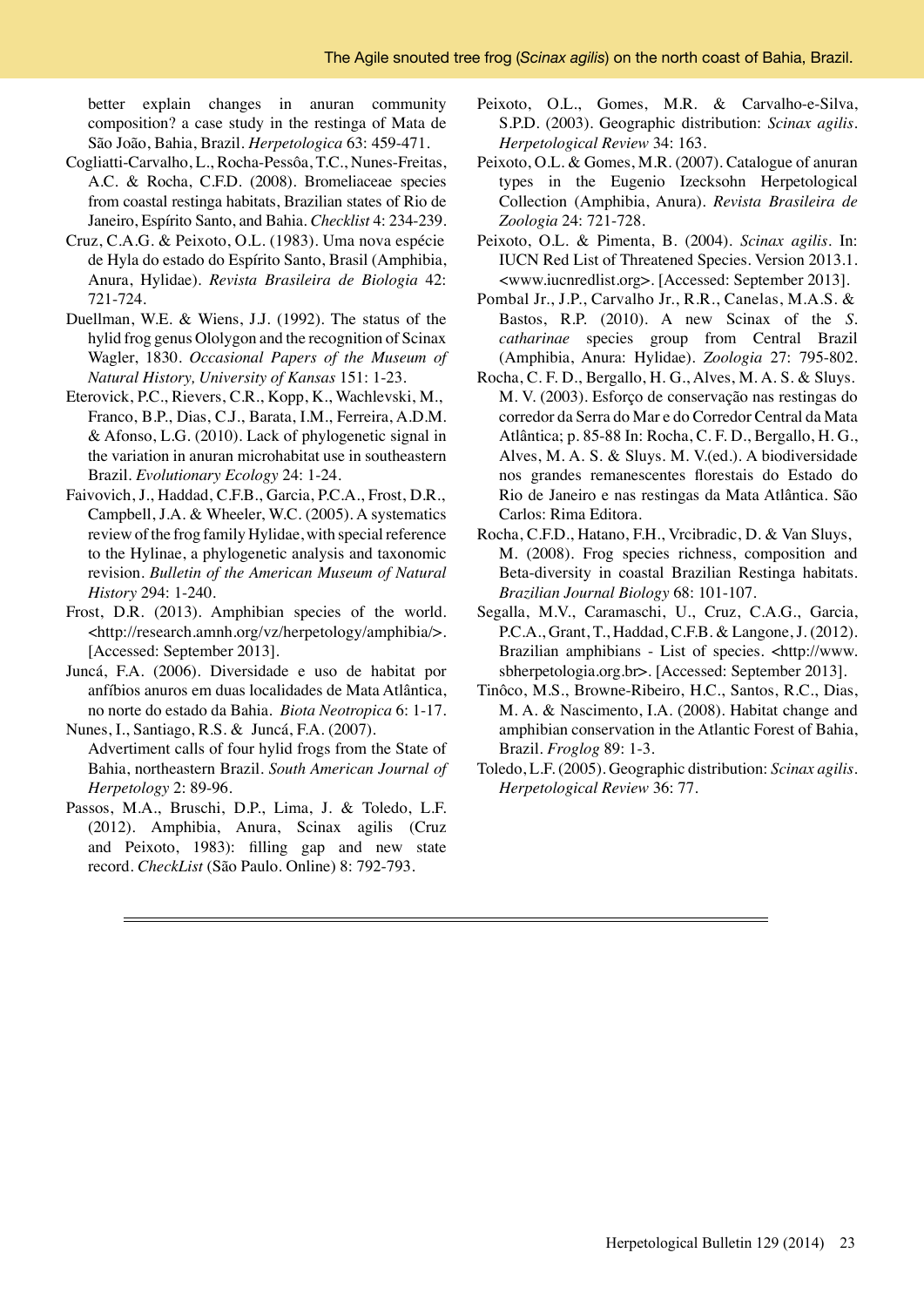better explain changes in anuran community composition? a case study in the restinga of Mata de São João, Bahia, Brazil. *Herpetologica* 63: 459-471.

Cogliatti-Carvalho, L., Rocha-Pessôa, T.C., Nunes-Freitas, A.C. & Rocha, C.F.D. (2008). Bromeliaceae species from coastal restinga habitats, Brazilian states of Rio de Janeiro, Espírito Santo, and Bahia. *Checklist* 4: 234-239.

Cruz, C.A.G. & Peixoto, O.L. (1983). Uma nova espécie de Hyla do estado do Espírito Santo, Brasil (Amphibia, Anura, Hylidae). *Revista Brasileira de Biologia* 42: 721-724.

Duellman, W.E. & Wiens, J.J. (1992). The status of the hylid frog genus Ololygon and the recognition of Scinax Wagler, 1830. *Occasional Papers of the Museum of Natural History, University of Kansas* 151: 1-23.

Eterovick, P.C., Rievers, C.R., Kopp, K., Wachlevski, M., Franco, B.P., Dias, C.J., Barata, I.M., Ferreira, A.D.M. & Afonso, L.G. (2010). Lack of phylogenetic signal in the variation in anuran microhabitat use in southeastern Brazil. *Evolutionary Ecology* 24: 1-24.

Faivovich, J., Haddad, C.F.B., Garcia, P.C.A., Frost, D.R., Campbell, J.A. & Wheeler, W.C. (2005). A systematics review of the frog family Hylidae, with special reference to the Hylinae, a phylogenetic analysis and taxonomic revision. *Bulletin of the American Museum of Natural History* 294: 1-240.

Frost, D.R. (2013). Amphibian species of the world. <http://research.amnh.org/vz/herpetology/amphibia/>. [Accessed: September 2013].

Juncá, F.A. (2006). Diversidade e uso de habitat por anfíbios anuros em duas localidades de Mata Atlântica, no norte do estado da Bahia. *Biota Neotropica* 6: 1-17.

Nunes, I., Santiago, R.S. & Juncá, F.A. (2007). Advertiment calls of four hylid frogs from the State of Bahia, northeastern Brazil. *South American Journal of Herpetology* 2: 89-96.

Passos, M.A., Bruschi, D.P., Lima, J. & Toledo, L.F. (2012). Amphibia, Anura, Scinax agilis (Cruz and Peixoto, 1983): filling gap and new state record. *CheckList* (São Paulo. Online) 8: 792-793.

Peixoto, O.L., Gomes, M.R. & Carvalho-e-Silva, S.P.D. (2003). Geographic distribution: *Scinax agilis*. *Herpetological Review* 34: 163.

Peixoto, O.L. & Gomes, M.R. (2007). Catalogue of anuran types in the Eugenio Izecksohn Herpetological Collection (Amphibia, Anura). *Revista Brasileira de Zoologia* 24: 721-728.

Peixoto, O.L. & Pimenta, B. (2004). *Scinax agilis*. In: IUCN Red List of Threatened Species. Version 2013.1. <www.iucnredlist.org>. [Accessed: September 2013].

Pombal Jr., J.P., Carvalho Jr., R.R., Canelas, M.A.S. & Bastos, R.P. (2010). A new Scinax of the *S. catharinae* species group from Central Brazil (Amphibia, Anura: Hylidae). *Zoologia* 27: 795-802.

Rocha, C. F. D., Bergallo, H. G., Alves, M. A. S. & Sluys. M. V. (2003). Esforço de conservação nas restingas do corredor da Serra do Mar e do Corredor Central da Mata Atlântica; p. 85-88 In: Rocha, C. F. D., Bergallo, H. G., Alves, M. A. S. & Sluys. M. V.(ed.). A biodiversidade nos grandes remanescentes florestais do Estado do Rio de Janeiro e nas restingas da Mata Atlântica. São Carlos: Rima Editora.

Rocha, C.F.D., Hatano, F.H., Vrcibradic, D. & Van Sluys, M. (2008). Frog species richness, composition and Beta-diversity in coastal Brazilian Restinga habitats. *Brazilian Journal Biology* 68: 101-107.

Segalla, M.V., Caramaschi, U., Cruz, C.A.G., Garcia, P.C.A., Grant, T., Haddad, C.F.B. & Langone, J. (2012). Brazilian amphibians - List of species. <http://www.sbherpetologia.org.br>. [Accessed: September 2013].

Tinôco, M.S., Browne-Ribeiro, H.C., Santos, R.C., Dias, M. A. & Nascimento, I.A. (2008). Habitat change and amphibian conservation in the Atlantic Forest of Bahia, Brazil. *Froglog* 89: 1-3.

Toledo, L.F. (2005). Geographic distribution: *Scinax agilis*. *Herpetological Review* 36: 77.